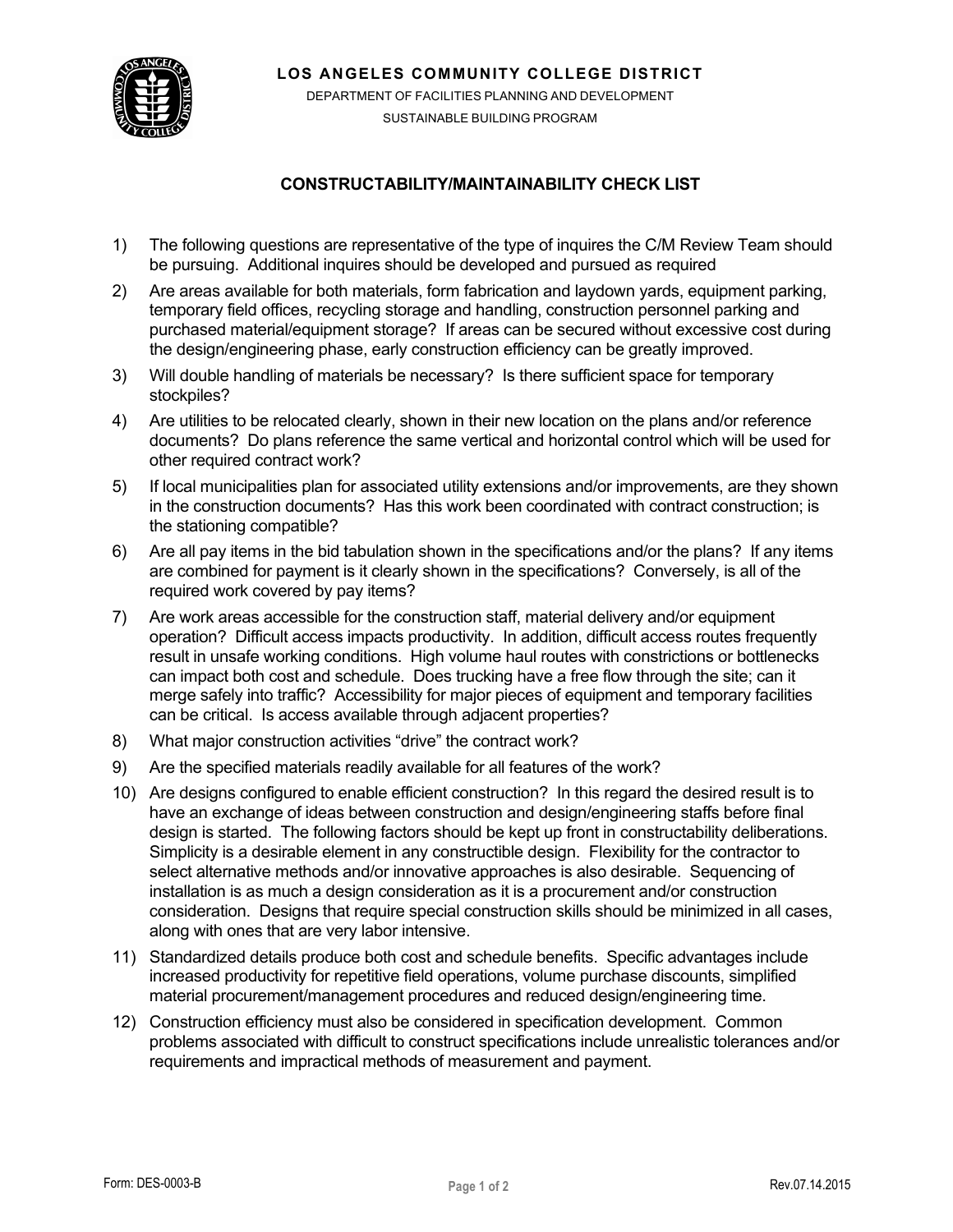**LOS ANGELES COMMUNITY COLLEGE DISTRICT**

DEPARTMENT OF FACILITIES PLANNING AND DEVELOPMENT

SUSTAINABLE BUILDING PROGRAM

## CONSTRUCTABILITY/MAINTAINABILITY CHECK LIST

1) The following questions are representative of the type of inquires the C/M Review Team should be pursuing. Additional inquires should be developed and pursued as required
2) Are areas available for both materials, form fabrication and laydown yards, equipment parking, temporary field offices, recycling storage and handling, construction personnel parking and purchased material/equipment storage? If areas can be secured without excessive cost during the design/engineering phase, early construction efficiency can be greatly improved.
3) Will double handling of materials be necessary? Is there sufficient space for temporary stockpiles?
4) Are utilities to be relocated clearly, shown in their new location on the plans and/or reference documents? Do plans reference the same vertical and horizontal control which will be used for other required contract work?
5) If local municipalities plan for associated utility extensions and/or improvements, are they shown in the construction documents? Has this work been coordinated with contract construction; is the stationing compatible?
6) Are all pay items in the bid tabulation shown in the specifications and/or the plans? If any items are combined for payment is it clearly shown in the specifications? Conversely, is all of the required work covered by pay items?
7) Are work areas accessible for the construction staff, material delivery and/or equipment operation? Difficult access impacts productivity. In addition, difficult access routes frequently result in unsafe working conditions. High volume haul routes with constrictions or bottlenecks can impact both cost and schedule. Does trucking have a free flow through the site; can it merge safely into traffic? Accessibility for major pieces of equipment and temporary facilities can be critical. Is access available through adjacent properties?
8) What major construction activities "drive" the contract work?
9) Are the specified materials readily available for all features of the work?
10) Are designs configured to enable efficient construction? In this regard the desired result is to have an exchange of ideas between construction and design/engineering staffs before final design is started. The following factors should be kept up front in constructability deliberations. Simplicity is a desirable element in any constructible design. Flexibility for the contractor to select alternative methods and/or innovative approaches is also desirable. Sequencing of installation is as much a design consideration as it is a procurement and/or construction consideration. Designs that require special construction skills should be minimized in all cases, along with ones that are very labor intensive.
11) Standardized details produce both cost and schedule benefits. Specific advantages include increased productivity for repetitive field operations, volume purchase discounts, simplified material procurement/management procedures and reduced design/engineering time.
12) Construction efficiency must also be considered in specification development. Common problems associated with difficult to construct specifications include unrealistic tolerances and/or requirements and impractical methods of measurement and payment.

Form: DES-0003-B Rev.07.14.2015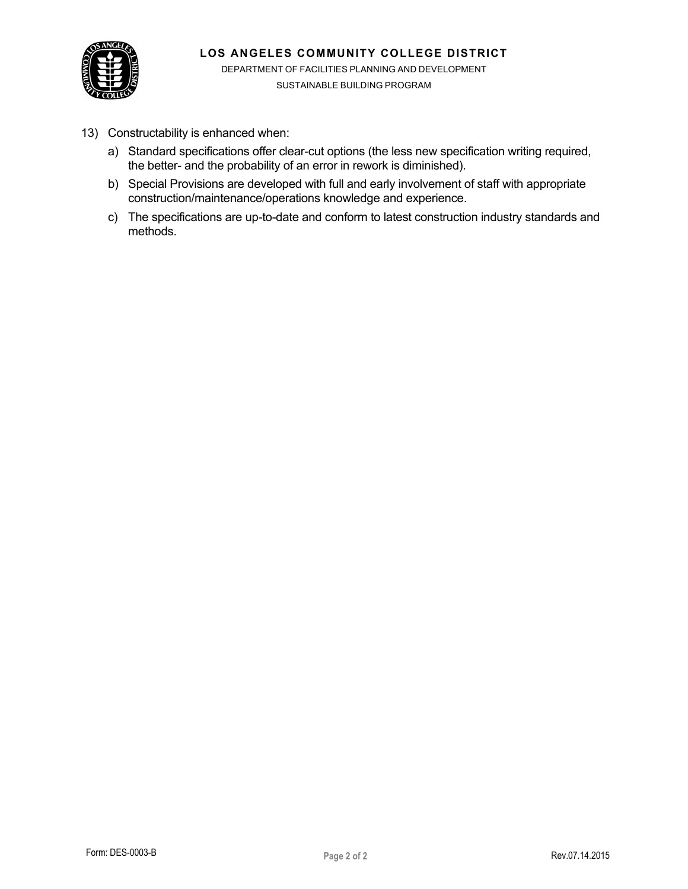13) Constructability is enhanced when:
    a) Standard specifications offer clear-cut options (the less new specification writing required, the better- and the probability of an error in rework is diminished).
    b) Special Provisions are developed with full and early involvement of staff with appropriate construction/maintenance/operations knowledge and experience.
    c) The specifications are up-to-date and conform to latest construction industry standards and methods.